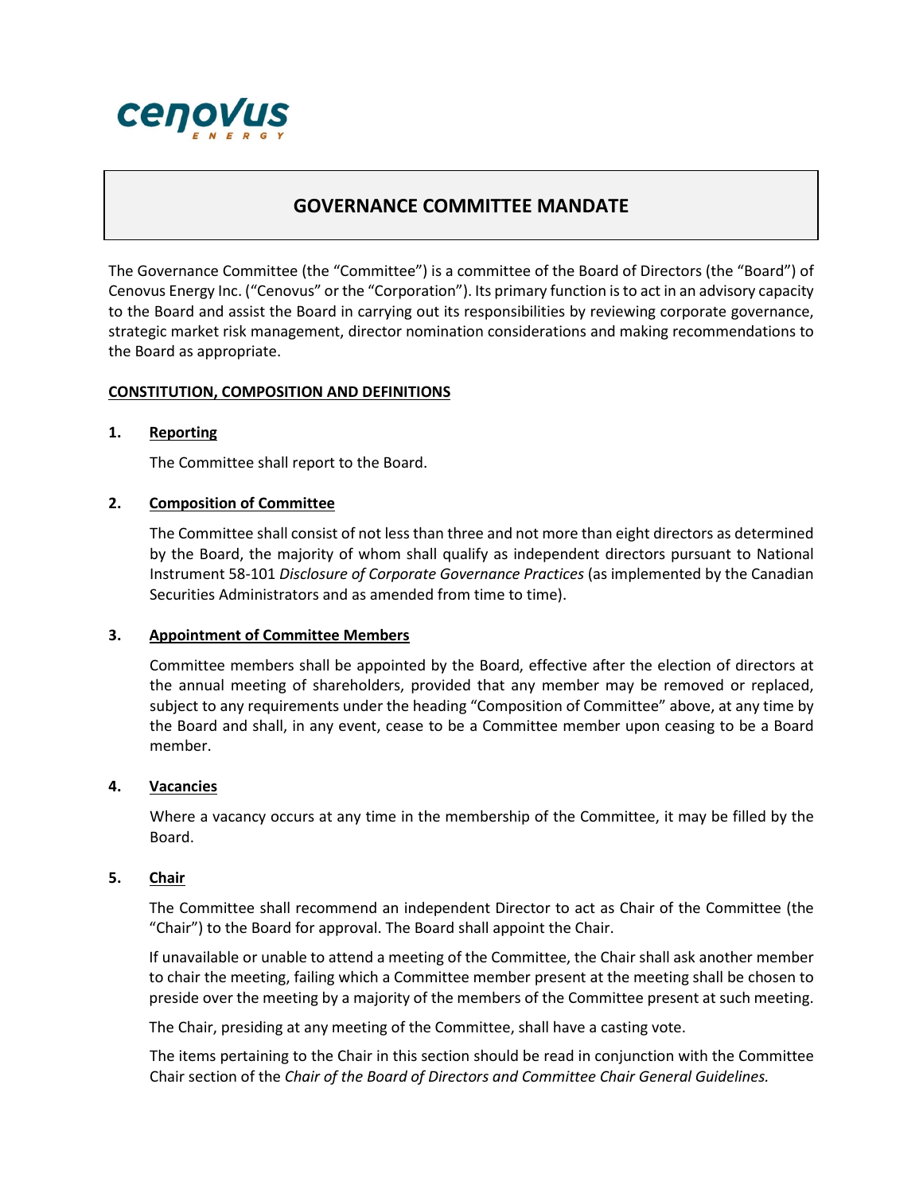# GOVERNANCE COMMITTEE MANDATE

The Governance Committee (the "Committee") is a committee of the Board of Directors (the "Board") of Cenovus Energy Inc. ("Cenovus" or the "Corporation"). Its primary function is to act in an advisory capacity to the Board and assist the Board in carrying out its responsibilities by reviewing corporate governance, strategic market risk management, director nomination considerations and making recommendations to the Board as appropriate.

## CONSTITUTION, COMPOSITION AND DEFINITIONS

### 1. Reporting

The Committee shall report to the Board.

### 2. Composition of Committee

The Committee shall consist of not less than three and not more than eight directors as determined by the Board, the majority of whom shall qualify as independent directors pursuant to National Instrument 58-101 *Disclosure of Corporate Governance Practices* (as implemented by the Canadian Securities Administrators and as amended from time to time).

### 3. Appointment of Committee Members

Committee members shall be appointed by the Board, effective after the election of directors at the annual meeting of shareholders, provided that any member may be removed or replaced, subject to any requirements under the heading "Composition of Committee" above, at any time by the Board and shall, in any event, cease to be a Committee member upon ceasing to be a Board member.

### 4. Vacancies

Where a vacancy occurs at any time in the membership of the Committee, it may be filled by the Board.

### 5. Chair

The Committee shall recommend an independent Director to act as Chair of the Committee (the "Chair") to the Board for approval. The Board shall appoint the Chair.

If unavailable or unable to attend a meeting of the Committee, the Chair shall ask another member to chair the meeting, failing which a Committee member present at the meeting shall be chosen to preside over the meeting by a majority of the members of the Committee present at such meeting.

The Chair, presiding at any meeting of the Committee, shall have a casting vote.

The items pertaining to the Chair in this section should be read in conjunction with the Committee Chair section of the *Chair of the Board of Directors and Committee Chair General Guidelines.*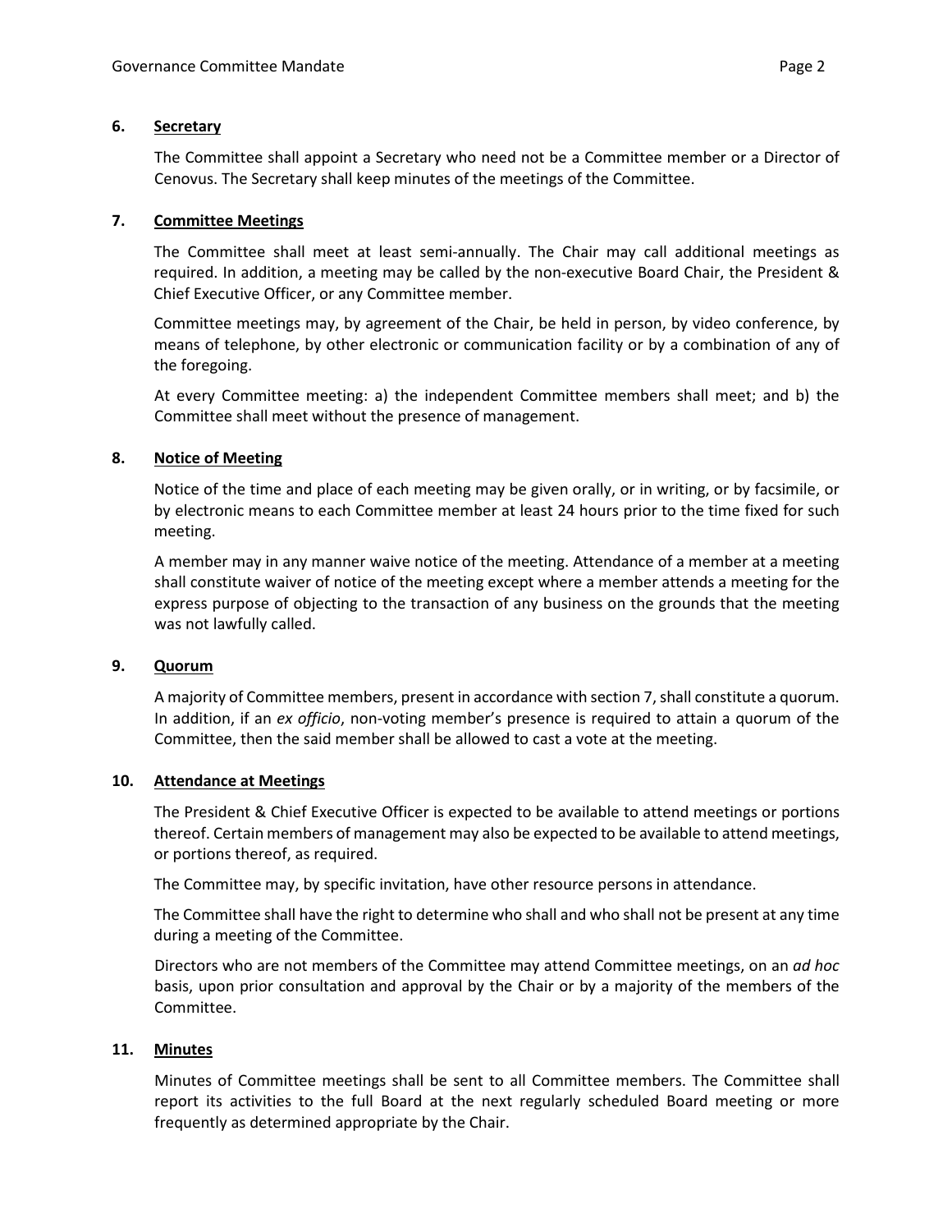## 6. Secretary

The Committee shall appoint a Secretary who need not be a Committee member or a Director of Cenovus. The Secretary shall keep minutes of the meetings of the Committee.

## 7. Committee Meetings

The Committee shall meet at least semi-annually. The Chair may call additional meetings as required. In addition, a meeting may be called by the non-executive Board Chair, the President & Chief Executive Officer, or any Committee member.

Committee meetings may, by agreement of the Chair, be held in person, by video conference, by means of telephone, by other electronic or communication facility or by a combination of any of the foregoing.

At every Committee meeting: a) the independent Committee members shall meet; and b) the Committee shall meet without the presence of management.

## 8. Notice of Meeting

Notice of the time and place of each meeting may be given orally, or in writing, or by facsimile, or by electronic means to each Committee member at least 24 hours prior to the time fixed for such meeting.

A member may in any manner waive notice of the meeting. Attendance of a member at a meeting shall constitute waiver of notice of the meeting except where a member attends a meeting for the express purpose of objecting to the transaction of any business on the grounds that the meeting was not lawfully called.

## 9. Quorum

A majority of Committee members, present in accordance with section 7, shall constitute a quorum. In addition, if an *ex officio*, non-voting member's presence is required to attain a quorum of the Committee, then the said member shall be allowed to cast a vote at the meeting.

## 10. Attendance at Meetings

The President & Chief Executive Officer is expected to be available to attend meetings or portions thereof. Certain members of management may also be expected to be available to attend meetings, or portions thereof, as required.

The Committee may, by specific invitation, have other resource persons in attendance.

The Committee shall have the right to determine who shall and who shall not be present at any time during a meeting of the Committee.

Directors who are not members of the Committee may attend Committee meetings, on an *ad hoc* basis, upon prior consultation and approval by the Chair or by a majority of the members of the Committee.

## 11. Minutes

Minutes of Committee meetings shall be sent to all Committee members. The Committee shall report its activities to the full Board at the next regularly scheduled Board meeting or more frequently as determined appropriate by the Chair.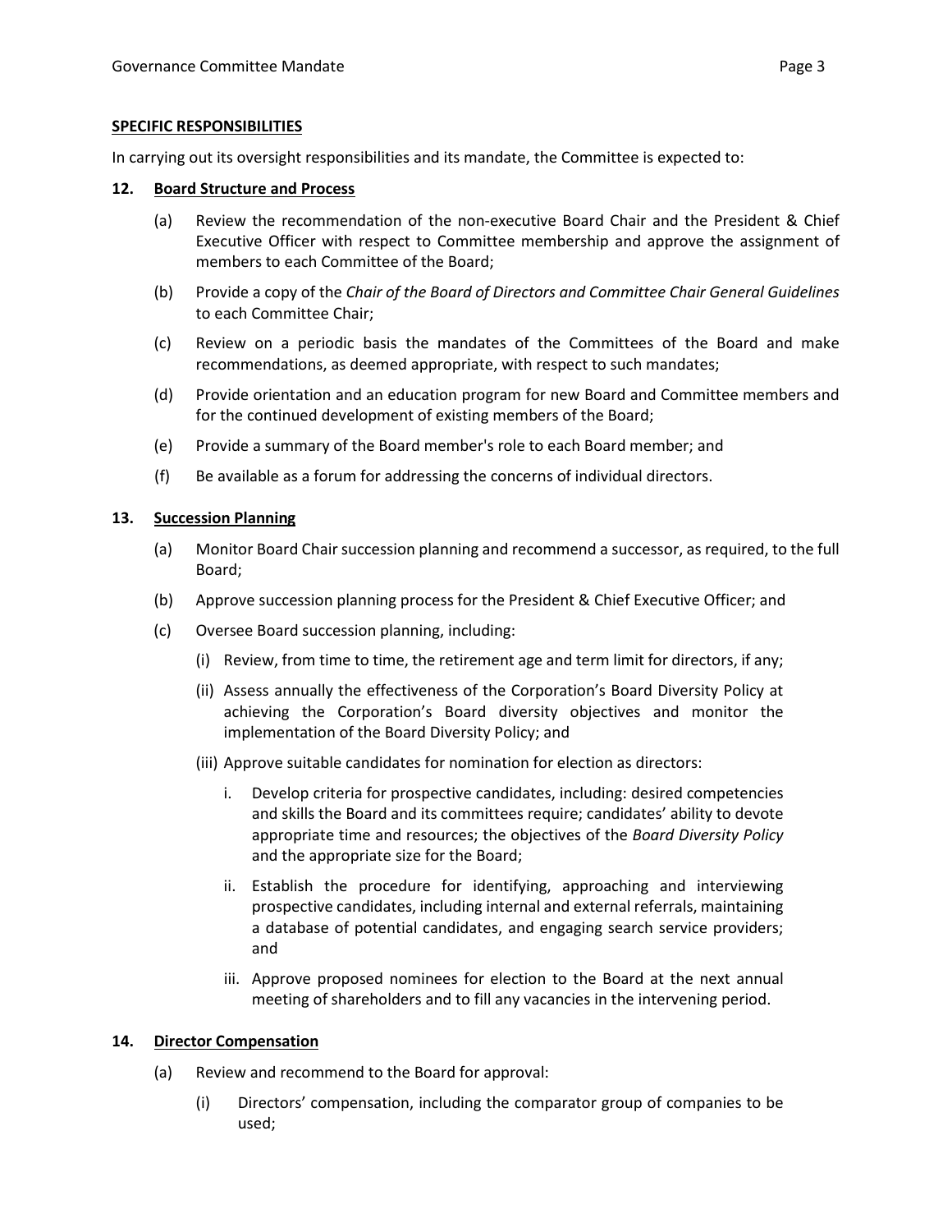**SPECIFIC RESPONSIBILITIES**

In carrying out its oversight responsibilities and its mandate, the Committee is expected to:

**12. Board Structure and Process**

(a) Review the recommendation of the non-executive Board Chair and the President & Chief Executive Officer with respect to Committee membership and approve the assignment of members to each Committee of the Board;

(b) Provide a copy of the *Chair of the Board of Directors and Committee Chair General Guidelines* to each Committee Chair;

(c) Review on a periodic basis the mandates of the Committees of the Board and make recommendations, as deemed appropriate, with respect to such mandates;

(d) Provide orientation and an education program for new Board and Committee members and for the continued development of existing members of the Board;

(e) Provide a summary of the Board member's role to each Board member; and

(f) Be available as a forum for addressing the concerns of individual directors.

**13. Succession Planning**

(a) Monitor Board Chair succession planning and recommend a successor, as required, to the full Board;

(b) Approve succession planning process for the President & Chief Executive Officer; and

(c) Oversee Board succession planning, including:

  (i) Review, from time to time, the retirement age and term limit for directors, if any;

  (ii) Assess annually the effectiveness of the Corporation's Board Diversity Policy at achieving the Corporation's Board diversity objectives and monitor the implementation of the Board Diversity Policy; and

  (iii) Approve suitable candidates for nomination for election as directors:

    i. Develop criteria for prospective candidates, including: desired competencies and skills the Board and its committees require; candidates' ability to devote appropriate time and resources; the objectives of the *Board Diversity Policy* and the appropriate size for the Board;

    ii. Establish the procedure for identifying, approaching and interviewing prospective candidates, including internal and external referrals, maintaining a database of potential candidates, and engaging search service providers; and

    iii. Approve proposed nominees for election to the Board at the next annual meeting of shareholders and to fill any vacancies in the intervening period.

**14. Director Compensation**

(a) Review and recommend to the Board for approval:

  (i) Directors' compensation, including the comparator group of companies to be used;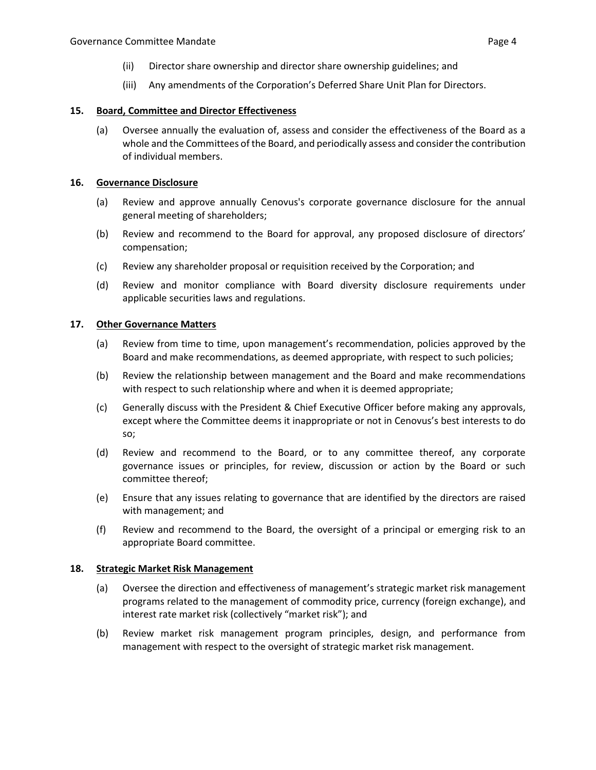(ii) Director share ownership and director share ownership guidelines; and

(iii) Any amendments of the Corporation's Deferred Share Unit Plan for Directors.

**15. <u>Board, Committee and Director Effectiveness</u>**

(a) Oversee annually the evaluation of, assess and consider the effectiveness of the Board as a whole and the Committees of the Board, and periodically assess and consider the contribution of individual members.

**16. <u>Governance Disclosure</u>**

(a) Review and approve annually Cenovus's corporate governance disclosure for the annual general meeting of shareholders;

(b) Review and recommend to the Board for approval, any proposed disclosure of directors' compensation;

(c) Review any shareholder proposal or requisition received by the Corporation; and

(d) Review and monitor compliance with Board diversity disclosure requirements under applicable securities laws and regulations.

**17. <u>Other Governance Matters</u>**

(a) Review from time to time, upon management's recommendation, policies approved by the Board and make recommendations, as deemed appropriate, with respect to such policies;

(b) Review the relationship between management and the Board and make recommendations with respect to such relationship where and when it is deemed appropriate;

(c) Generally discuss with the President & Chief Executive Officer before making any approvals, except where the Committee deems it inappropriate or not in Cenovus's best interests to do so;

(d) Review and recommend to the Board, or to any committee thereof, any corporate governance issues or principles, for review, discussion or action by the Board or such committee thereof;

(e) Ensure that any issues relating to governance that are identified by the directors are raised with management; and

(f) Review and recommend to the Board, the oversight of a principal or emerging risk to an appropriate Board committee.

**18. <u>Strategic Market Risk Management</u>**

(a) Oversee the direction and effectiveness of management's strategic market risk management programs related to the management of commodity price, currency (foreign exchange), and interest rate market risk (collectively "market risk"); and

(b) Review market risk management program principles, design, and performance from management with respect to the oversight of strategic market risk management.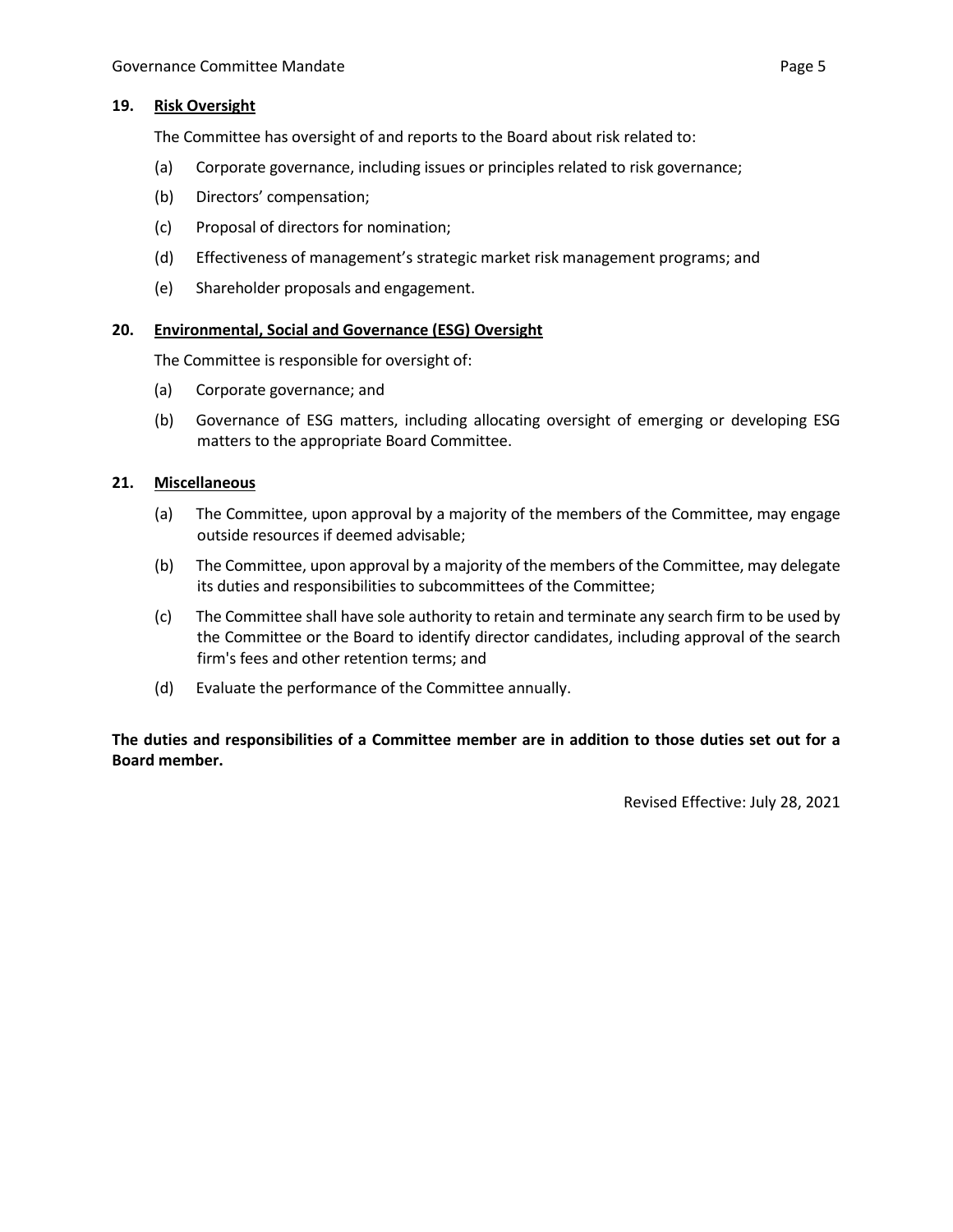**19. Risk Oversight**

The Committee has oversight of and reports to the Board about risk related to:

(a) Corporate governance, including issues or principles related to risk governance;

(b) Directors' compensation;

(c) Proposal of directors for nomination;

(d) Effectiveness of management's strategic market risk management programs; and

(e) Shareholder proposals and engagement.

**20. Environmental, Social and Governance (ESG) Oversight**

The Committee is responsible for oversight of:

(a) Corporate governance; and

(b) Governance of ESG matters, including allocating oversight of emerging or developing ESG matters to the appropriate Board Committee.

**21. Miscellaneous**

(a) The Committee, upon approval by a majority of the members of the Committee, may engage outside resources if deemed advisable;

(b) The Committee, upon approval by a majority of the members of the Committee, may delegate its duties and responsibilities to subcommittees of the Committee;

(c) The Committee shall have sole authority to retain and terminate any search firm to be used by the Committee or the Board to identify director candidates, including approval of the search firm's fees and other retention terms; and

(d) Evaluate the performance of the Committee annually.

**The duties and responsibilities of a Committee member are in addition to those duties set out for a Board member.**

Revised Effective: July 28, 2021